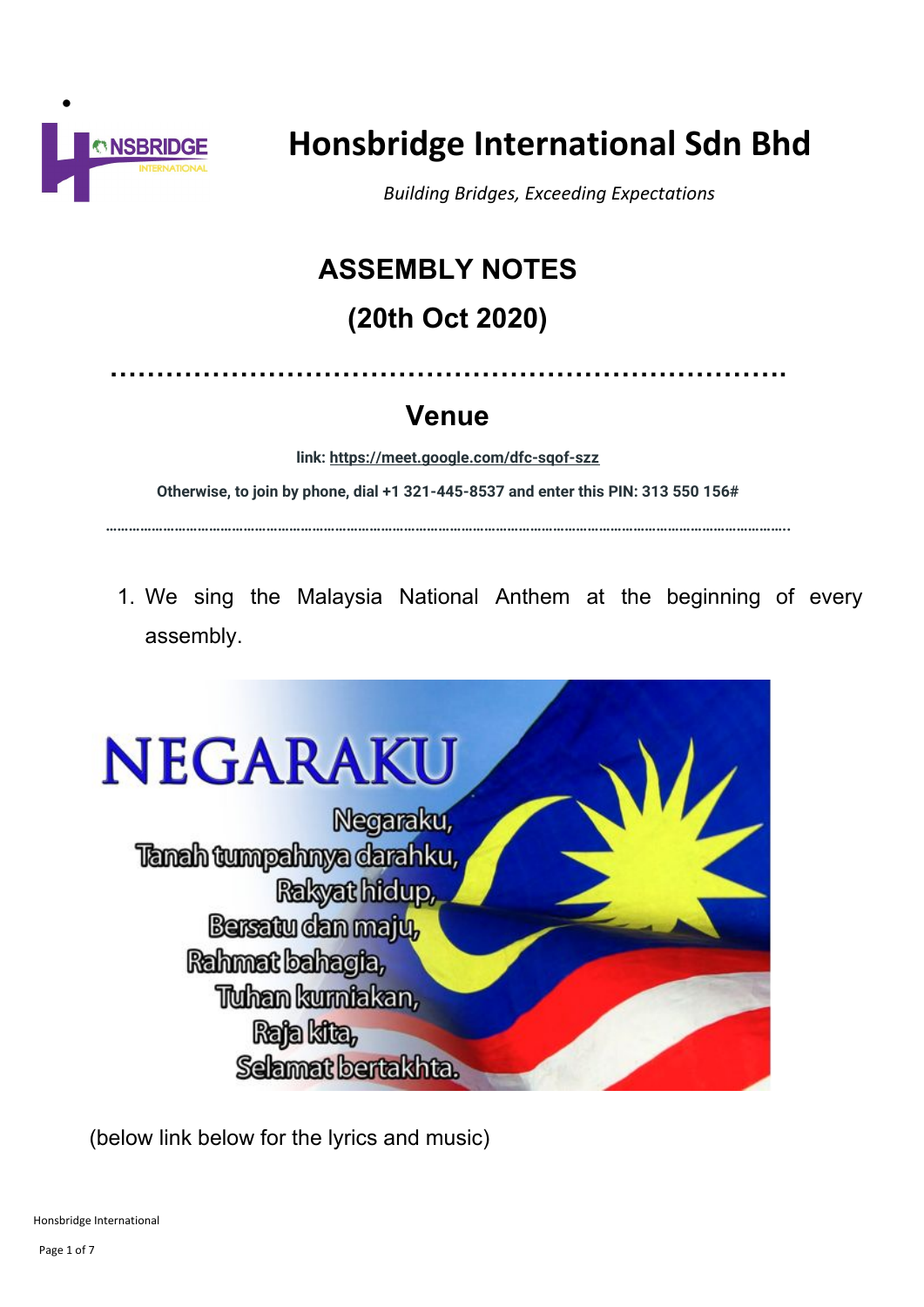# Honsbridge International Sdn Bhd

*Building Bridges, Exceeding Expectations*

## ASSEMBLY NOTES

## (20th Oct 2020)

## Venue

**link: https://meet.google.com/dfc-sqof-szz**

**Otherwise, to join by phone, dial +1 321-445-8537 and enter this PIN: 313 550 156#**

1. We sing the Malaysia National Anthem at the beginning of every assembly.

NEGARAKU

Negaraku,
Tanah tumpahnya darahku,
Rakyat hidup,
Bersatu dan maju,
Rahmat bahagia,
Tuhan kurniakan,
Raja kita,
Selamat bertakhta.

(below link below for the lyrics and music)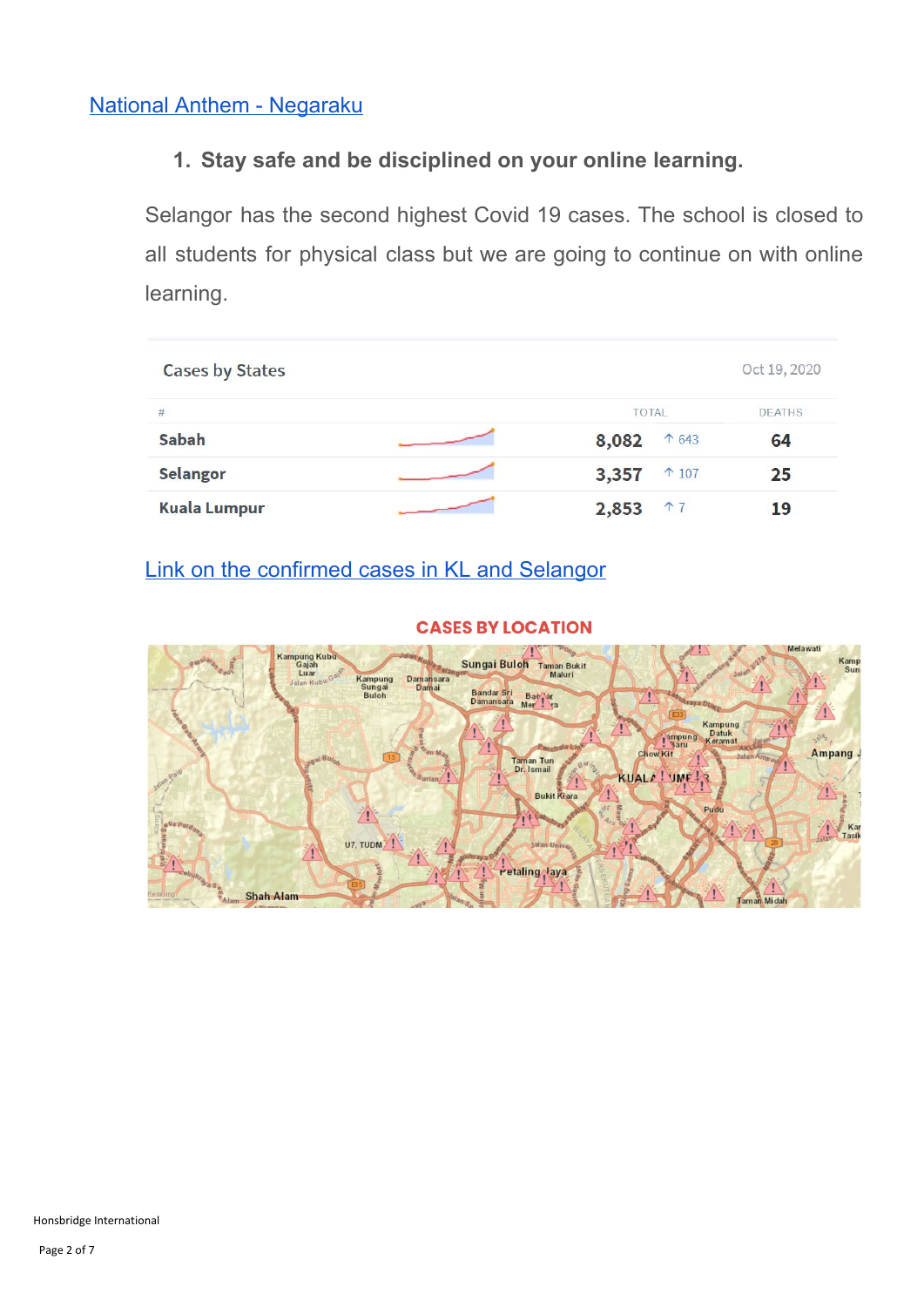National Anthem - Negaraku

1. **Stay safe and be disciplined on your online learning.**

Selangor has the second highest Covid 19 cases. The school is closed to all students for physical class but we are going to continue on with online learning.

**Cases by States** — Oct 19, 2020

| # | TOTAL | | DEATHS |
|---|---|---|---|
| Sabah | 8,082 | ↑ 643 | 64 |
| Selangor | 3,357 | ↑ 107 | 25 |
| Kuala Lumpur | 2,853 | ↑ 7 | 19 |

Link on the confirmed cases in KL and Selangor

**CASES BY LOCATION**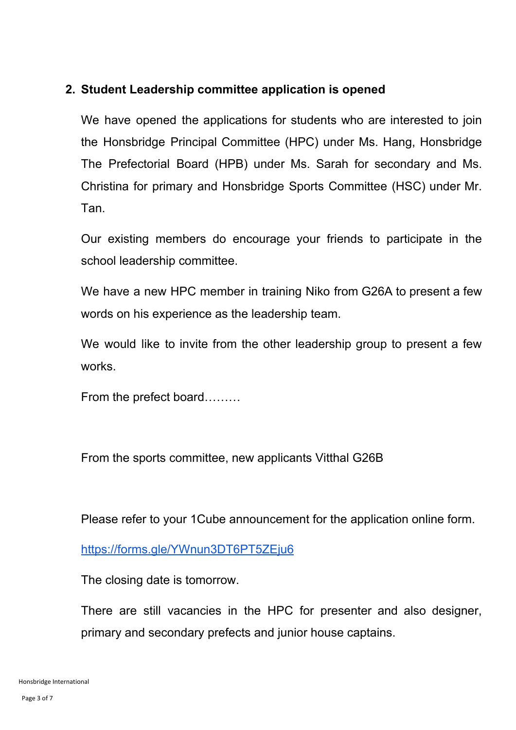2. **Student Leadership committee application is opened**

   We have opened the applications for students who are interested to join the Honsbridge Principal Committee (HPC) under Ms. Hang, Honsbridge The Prefectorial Board (HPB) under Ms. Sarah for secondary and Ms. Christina for primary and Honsbridge Sports Committee (HSC) under Mr. Tan.

   Our existing members do encourage your friends to participate in the school leadership committee.

   We have a new HPC member in training Niko from G26A to present a few words on his experience as the leadership team.

   We would like to invite from the other leadership group to present a few works.

   From the prefect board………

   From the sports committee, new applicants Vitthal G26B

   Please refer to your 1Cube announcement for the application online form.

   [https://forms.gle/YWnun3DT6PT5ZEju6](https://forms.gle/YWnun3DT6PT5ZEju6)

   The closing date is tomorrow.

   There are still vacancies in the HPC for presenter and also designer, primary and secondary prefects and junior house captains.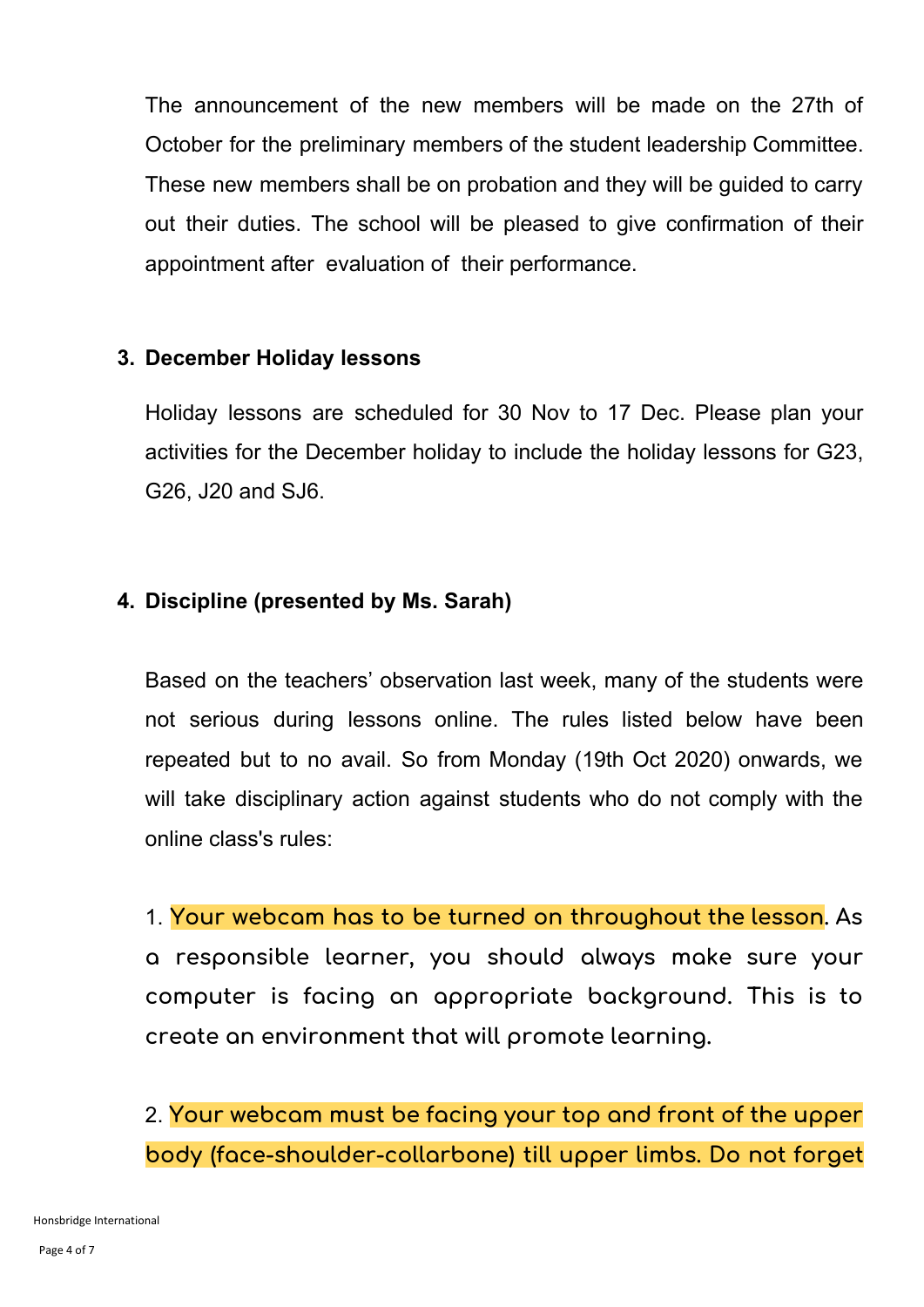The announcement of the new members will be made on the 27th of October for the preliminary members of the student leadership Committee. These new members shall be on probation and they will be guided to carry out their duties. The school will be pleased to give confirmation of their appointment after evaluation of their performance.

3. **December Holiday lessons**

   Holiday lessons are scheduled for 30 Nov to 17 Dec. Please plan your activities for the December holiday to include the holiday lessons for G23, G26, J20 and SJ6.

4. **Discipline (presented by Ms. Sarah)**

   Based on the teachers' observation last week, many of the students were not serious during lessons online. The rules listed below have been repeated but to no avail. So from Monday (19th Oct 2020) onwards, we will take disciplinary action against students who do not comply with the online class's rules:

   1. Your webcam has to be turned on throughout the lesson. As a responsible learner, you should always make sure your computer is facing an appropriate background. This is to create an environment that will promote learning.

   2. Your webcam must be facing your top and front of the upper body (face-shoulder-collarbone) till upper limbs. Do not forget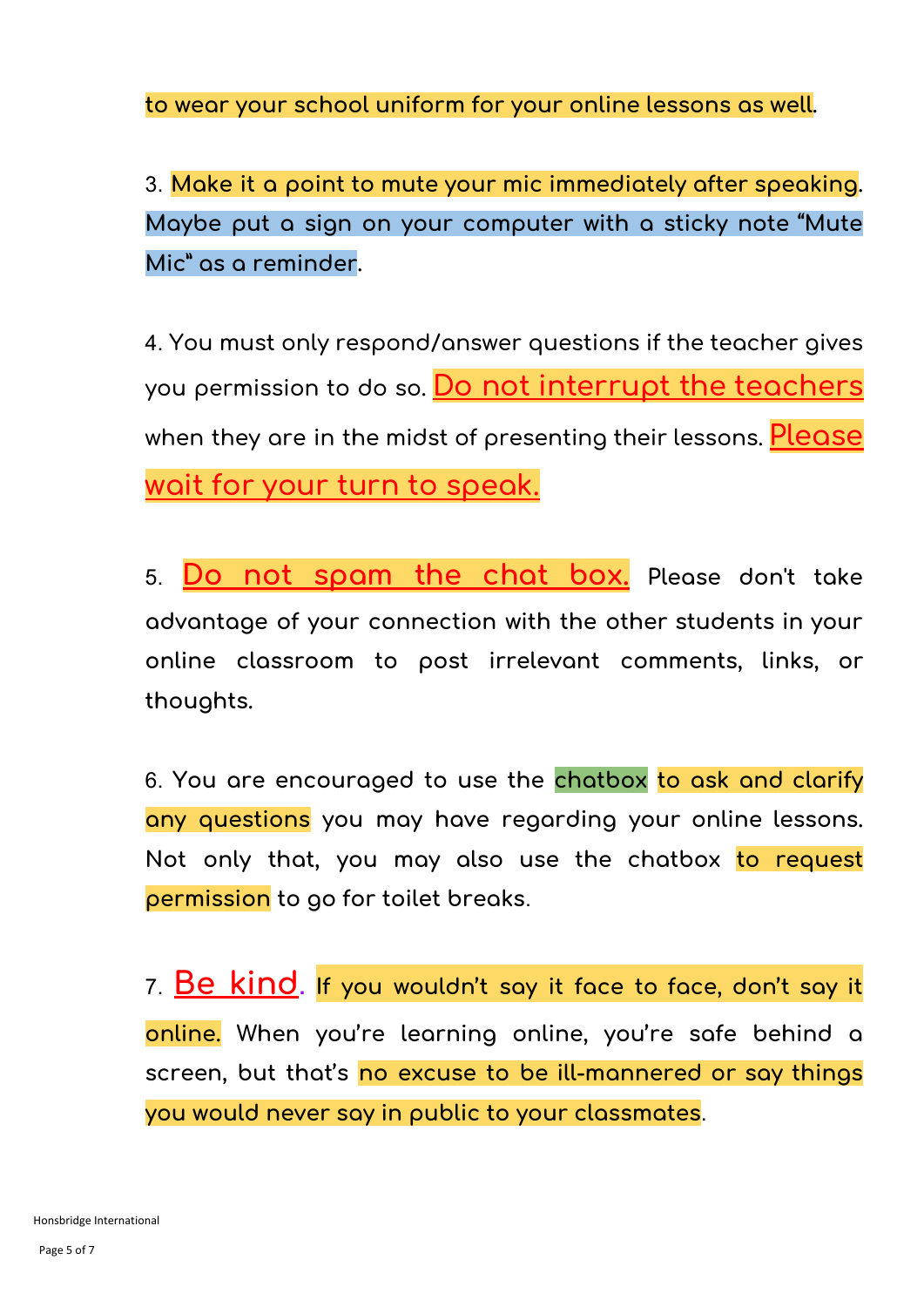to wear your school uniform for your online lessons as well.

3. Make it a point to mute your mic immediately after speaking. Maybe put a sign on your computer with a sticky note "Mute Mic" as a reminder.

4. You must only respond/answer questions if the teacher gives you permission to do so. **Do not interrupt the teachers** when they are in the midst of presenting their lessons. **Please wait for your turn to speak.**

5. **Do not spam the chat box.** Please don't take advantage of your connection with the other students in your online classroom to post irrelevant comments, links, or thoughts.

6. You are encouraged to use the chatbox to ask and clarify any questions you may have regarding your online lessons. Not only that, you may also use the chatbox to request permission to go for toilet breaks.

7. **Be kind.** If you wouldn't say it face to face, don't say it online. When you're learning online, you're safe behind a screen, but that's no excuse to be ill-mannered or say things you would never say in public to your classmates.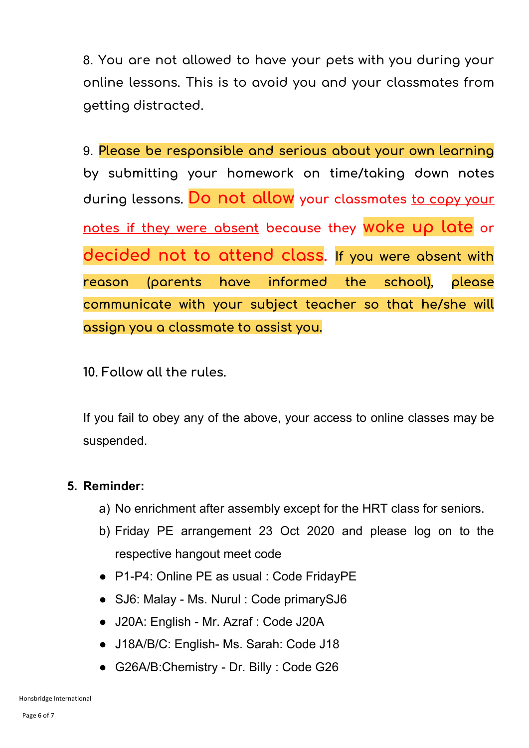8. You are not allowed to have your pets with you during your online lessons. This is to avoid you and your classmates from getting distracted.

9. Please be responsible and serious about your own learning by submitting your homework on time/taking down notes during lessons. **Do not allow** your classmates to copy your notes if they were absent because they **woke up late** or **decided not to attend class**. If you were absent with reason (parents have informed the school), please communicate with your subject teacher so that he/she will assign you a classmate to assist you.

10. Follow all the rules.

If you fail to obey any of the above, your access to online classes may be suspended.

5. **Reminder:**
    a) No enrichment after assembly except for the HRT class for seniors.
    b) Friday PE arrangement 23 Oct 2020 and please log on to the respective hangout meet code
    - P1-P4: Online PE as usual : Code FridayPE
    - SJ6: Malay - Ms. Nurul : Code primarySJ6
    - J20A: English - Mr. Azraf : Code J20A
    - J18A/B/C: English- Ms. Sarah: Code J18
    - G26A/B:Chemistry - Dr. Billy : Code G26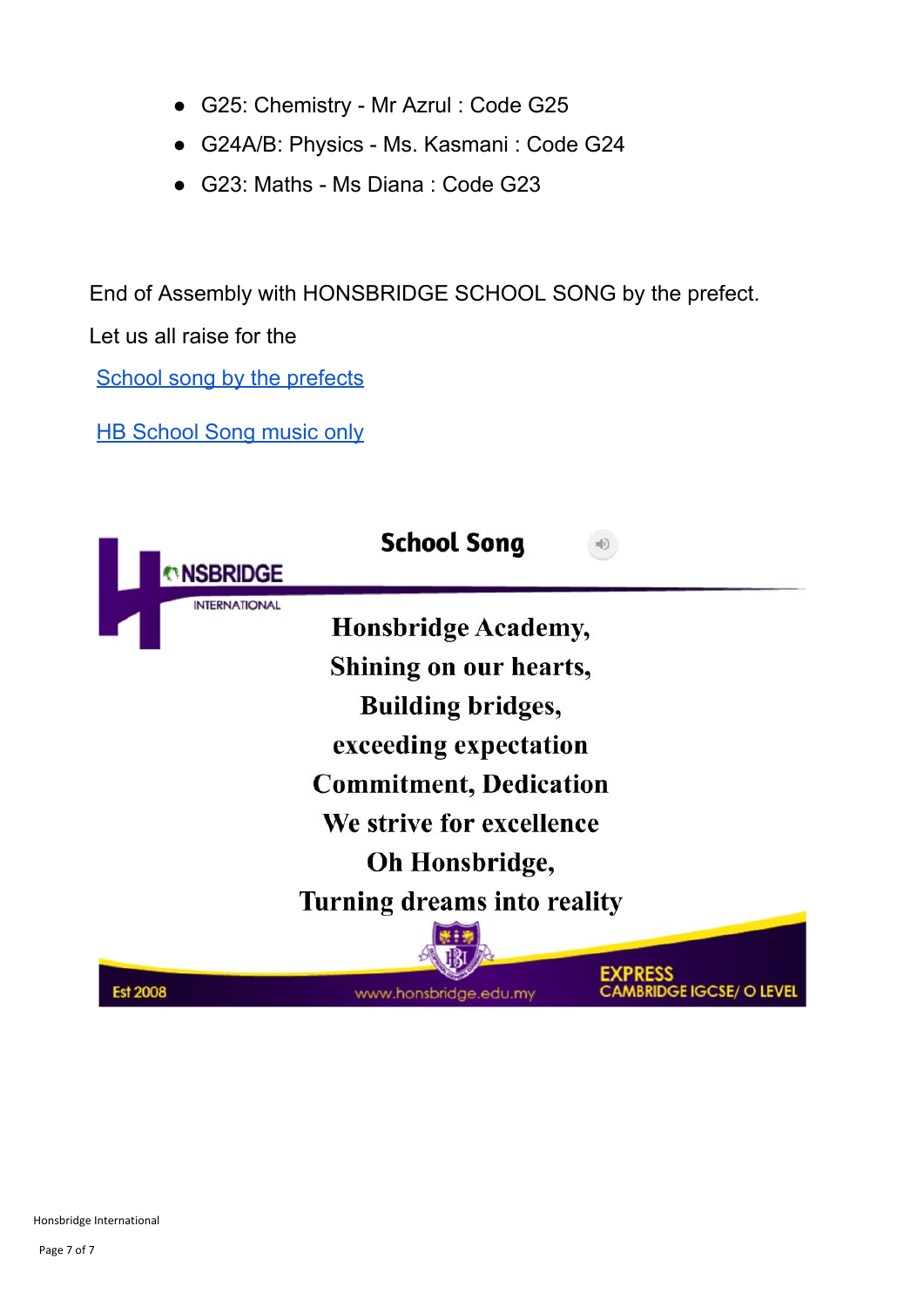- G25: Chemistry - Mr Azrul : Code G25
- G24A/B: Physics - Ms. Kasmani : Code G24
- G23: Maths - Ms Diana : Code G23

End of Assembly with HONSBRIDGE SCHOOL SONG by the prefect.

Let us all raise for the

School song by the prefects

HB School Song music only

HONSBRIDGE INTERNATIONAL

**School Song**

**Honsbridge Academy,**
**Shining on our hearts,**
**Building bridges,**
**exceeding expectation**
**Commitment, Dedication**
**We strive for excellence**
**Oh Honsbridge,**
**Turning dreams into reality**

Est 2008

www.honsbridge.edu.my

EXPRESS
CAMBRIDGE IGCSE/ O LEVEL

Honsbridge International